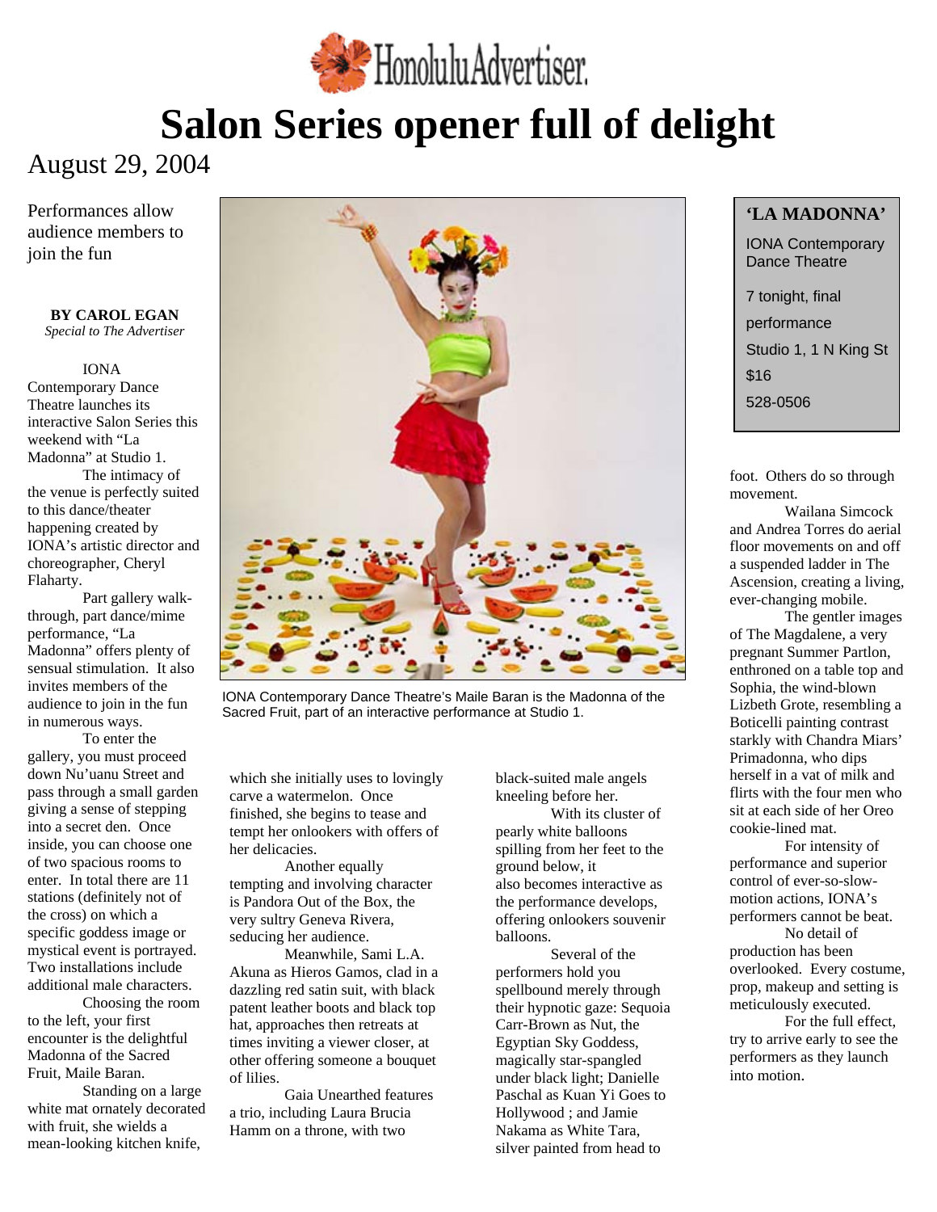# Salon Series opener full of delight

August 29, 2004

Performances allow audience members to join the fun

**BY CAROL EGAN**
*Special to The Advertiser*

IONA Contemporary Dance Theatre launches its interactive Salon Series this weekend with "La Madonna" at Studio 1.

The intimacy of the venue is perfectly suited to this dance/theater happening created by IONA's artistic director and choreographer, Cheryl Flaharty.

Part gallery walk-through, part dance/mime performance, "La Madonna" offers plenty of sensual stimulation. It also invites members of the audience to join in the fun in numerous ways.

To enter the gallery, you must proceed down Nu'uanu Street and pass through a small garden giving a sense of stepping into a secret den. Once inside, you can choose one of two spacious rooms to enter. In total there are 11 stations (definitely not of the cross) on which a specific goddess image or mystical event is portrayed. Two installations include additional male characters.

Choosing the room to the left, your first encounter is the delightful Madonna of the Sacred Fruit, Maile Baran.

Standing on a large white mat ornately decorated with fruit, she wields a mean-looking kitchen knife, which she initially uses to lovingly carve a watermelon. Once finished, she begins to tease and tempt her onlookers with offers of her delicacies.

IONA Contemporary Dance Theatre's Maile Baran is the Madonna of the Sacred Fruit, part of an interactive performance at Studio 1.

Another equally tempting and involving character is Pandora Out of the Box, the very sultry Geneva Rivera, seducing her audience.

Meanwhile, Sami L.A. Akuna as Hieros Gamos, clad in a dazzling red satin suit, with black patent leather boots and black top hat, approaches then retreats at times inviting a viewer closer, at other offering someone a bouquet of lilies.

Gaia Unearthed features a trio, including Laura Brucia Hamm on a throne, with two black-suited male angels kneeling before her.

With its cluster of pearly white balloons spilling from her feet to the ground below, it also becomes interactive as the performance develops, offering onlookers souvenir balloons.

Several of the performers hold you spellbound merely through their hypnotic gaze: Sequoia Carr-Brown as Nut, the Egyptian Sky Goddess, magically star-spangled under black light; Danielle Paschal as Kuan Yi Goes to Hollywood ; and Jamie Nakama as White Tara, silver painted from head to foot. Others do so through movement.

Wailana Simcock and Andrea Torres do aerial floor movements on and off a suspended ladder in The Ascension, creating a living, ever-changing mobile.

The gentler images of The Magdalene, a very pregnant Summer Partlon, enthroned on a table top and Sophia, the wind-blown Lizbeth Grote, resembling a Boticelli painting contrast starkly with Chandra Miars' Primadonna, who dips herself in a vat of milk and flirts with the four men who sit at each side of her Oreo cookie-lined mat.

For intensity of performance and superior control of ever-so-slow-motion actions, IONA's performers cannot be beat.

No detail of production has been overlooked. Every costume, prop, makeup and setting is meticulously executed.

For the full effect, try to arrive early to see the performers as they launch into motion.

**'LA MADONNA'**

IONA Contemporary Dance Theatre

7 tonight, final performance

Studio 1, 1 N King St

$16

528-0506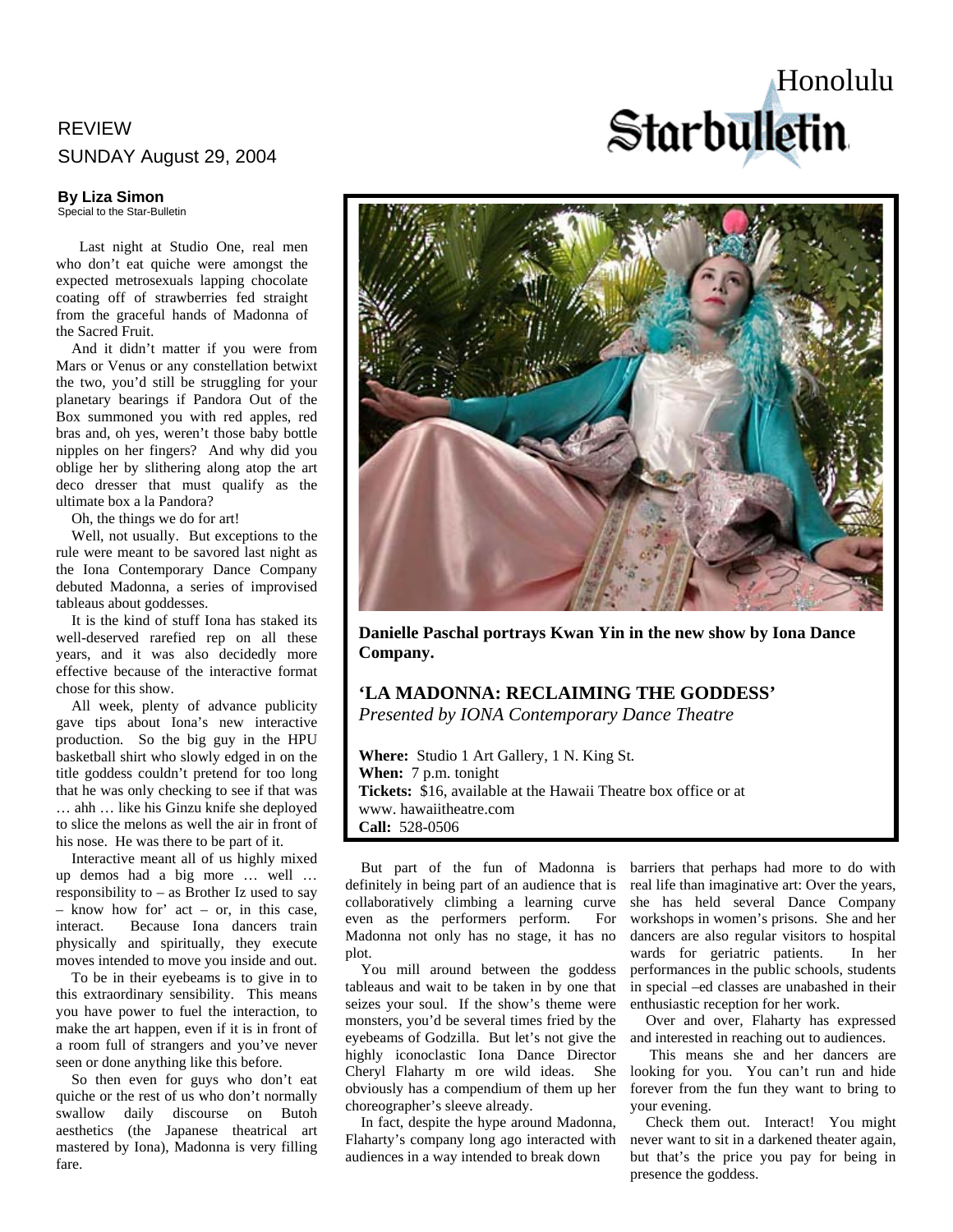Honolulu **Starbulletin**

REVIEW

SUNDAY August 29, 2004

**By Liza Simon**
Special to the Star-Bulletin

Last night at Studio One, real men who don't eat quiche were amongst the expected metrosexuals lapping chocolate coating off of strawberries fed straight from the graceful hands of Madonna of the Sacred Fruit.

And it didn't matter if you were from Mars or Venus or any constellation betwixt the two, you'd still be struggling for your planetary bearings if Pandora Out of the Box summoned you with red apples, red bras and, oh yes, weren't those baby bottle nipples on her fingers? And why did you oblige her by slithering along atop the art deco dresser that must qualify as the ultimate box a la Pandora?

Oh, the things we do for art!

Well, not usually. But exceptions to the rule were meant to be savored last night as the Iona Contemporary Dance Company debuted Madonna, a series of improvised tableaus about goddesses.

It is the kind of stuff Iona has staked its well-deserved rarefied rep on all these years, and it was also decidedly more effective because of the interactive format chose for this show.

All week, plenty of advance publicity gave tips about Iona's new interactive production. So the big guy in the HPU basketball shirt who slowly edged in on the title goddess couldn't pretend for too long that he was only checking to see if that was … ahh … like his Ginzu knife she deployed to slice the melons as well the air in front of his nose. He was there to be part of it.

Interactive meant all of us highly mixed up demos had a big more … well … responsibility to – as Brother Iz used to say – know how for' act – or, in this case, interact. Because Iona dancers train physically and spiritually, they execute moves intended to move you inside and out.

To be in their eyebeams is to give in to this extraordinary sensibility. This means you have power to fuel the interaction, to make the art happen, even if it is in front of a room full of strangers and you've never seen or done anything like this before.

So then even for guys who don't eat quiche or the rest of us who don't normally swallow daily discourse on Butoh aesthetics (the Japanese theatrical art mastered by Iona), Madonna is very filling fare.

**Danielle Paschal portrays Kwan Yin in the new show by Iona Dance Company.**

**'LA MADONNA: RECLAIMING THE GODDESS'**
*Presented by IONA Contemporary Dance Theatre*

**Where:** Studio 1 Art Gallery, 1 N. King St.
**When:** 7 p.m. tonight
**Tickets:** $16, available at the Hawaii Theatre box office or at www. hawaiitheatre.com
**Call:** 528-0506

But part of the fun of Madonna is definitely in being part of an audience that is collaboratively climbing a learning curve even as the performers perform. For Madonna not only has no stage, it has no plot.

You mill around between the goddess tableaus and wait to be taken in by one that seizes your soul. If the show's theme were monsters, you'd be several times fried by the eyebeams of Godzilla. But let's not give the highly iconoclastic Iona Dance Director Cheryl Flaharty m ore wild ideas. She obviously has a compendium of them up her choreographer's sleeve already.

In fact, despite the hype around Madonna, Flaharty's company long ago interacted with audiences in a way intended to break down barriers that perhaps had more to do with real life than imaginative art: Over the years, she has held several Dance Company workshops in women's prisons. She and her dancers are also regular visitors to hospital wards for geriatric patients. In her performances in the public schools, students in special –ed classes are unabashed in their enthusiastic reception for her work.

Over and over, Flaharty has expressed and interested in reaching out to audiences.

This means she and her dancers are looking for you. You can't run and hide forever from the fun they want to bring to your evening.

Check them out. Interact! You might never want to sit in a darkened theater again, but that's the price you pay for being in presence the goddess.